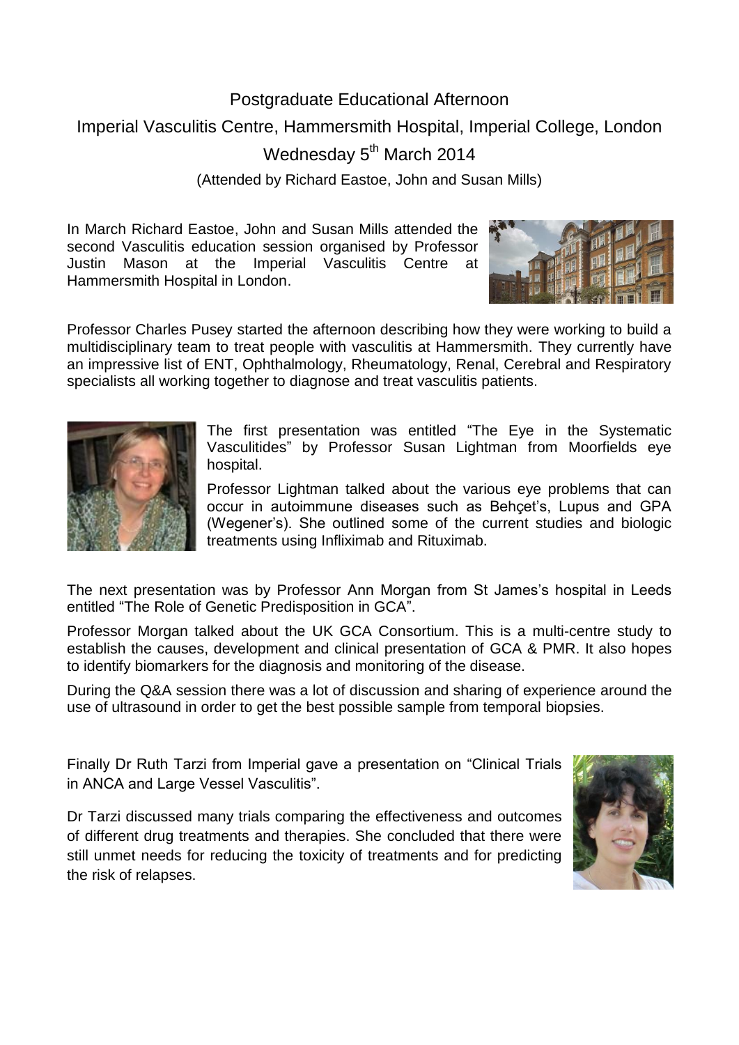# Postgraduate Educational Afternoon

## Imperial Vasculitis Centre, Hammersmith Hospital, Imperial College, London

## Wednesday 5th March 2014

(Attended by Richard Eastoe, John and Susan Mills)

In March Richard Eastoe, John and Susan Mills attended the second Vasculitis education session organised by Professor Justin Mason at the Imperial Vasculitis Centre at Hammersmith Hospital in London.

Professor Charles Pusey started the afternoon describing how they were working to build a multidisciplinary team to treat people with vasculitis at Hammersmith. They currently have an impressive list of ENT, Ophthalmology, Rheumatology, Renal, Cerebral and Respiratory specialists all working together to diagnose and treat vasculitis patients.

The first presentation was entitled "The Eye in the Systematic Vasculitides" by Professor Susan Lightman from Moorfields eye hospital.

Professor Lightman talked about the various eye problems that can occur in autoimmune diseases such as Behçet's, Lupus and GPA (Wegener's). She outlined some of the current studies and biologic treatments using Infliximab and Rituximab.

The next presentation was by Professor Ann Morgan from St James's hospital in Leeds entitled "The Role of Genetic Predisposition in GCA".

Professor Morgan talked about the UK GCA Consortium. This is a multi-centre study to establish the causes, development and clinical presentation of GCA & PMR. It also hopes to identify biomarkers for the diagnosis and monitoring of the disease.

During the Q&A session there was a lot of discussion and sharing of experience around the use of ultrasound in order to get the best possible sample from temporal biopsies.

Finally Dr Ruth Tarzi from Imperial gave a presentation on "Clinical Trials in ANCA and Large Vessel Vasculitis".

Dr Tarzi discussed many trials comparing the effectiveness and outcomes of different drug treatments and therapies. She concluded that there were still unmet needs for reducing the toxicity of treatments and for predicting the risk of relapses.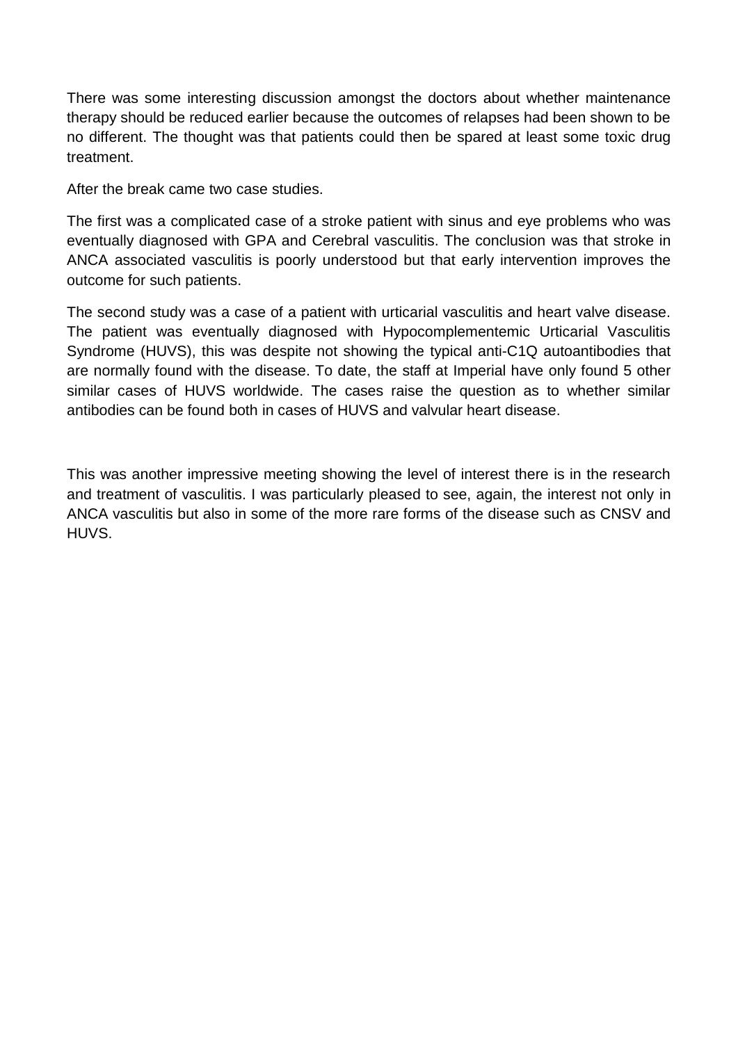There was some interesting discussion amongst the doctors about whether maintenance therapy should be reduced earlier because the outcomes of relapses had been shown to be no different. The thought was that patients could then be spared at least some toxic drug treatment.

After the break came two case studies.

The first was a complicated case of a stroke patient with sinus and eye problems who was eventually diagnosed with GPA and Cerebral vasculitis. The conclusion was that stroke in ANCA associated vasculitis is poorly understood but that early intervention improves the outcome for such patients.

The second study was a case of a patient with urticarial vasculitis and heart valve disease. The patient was eventually diagnosed with Hypocomplementemic Urticarial Vasculitis Syndrome (HUVS), this was despite not showing the typical anti-C1Q autoantibodies that are normally found with the disease. To date, the staff at Imperial have only found 5 other similar cases of HUVS worldwide. The cases raise the question as to whether similar antibodies can be found both in cases of HUVS and valvular heart disease.

This was another impressive meeting showing the level of interest there is in the research and treatment of vasculitis. I was particularly pleased to see, again, the interest not only in ANCA vasculitis but also in some of the more rare forms of the disease such as CNSV and HUVS.